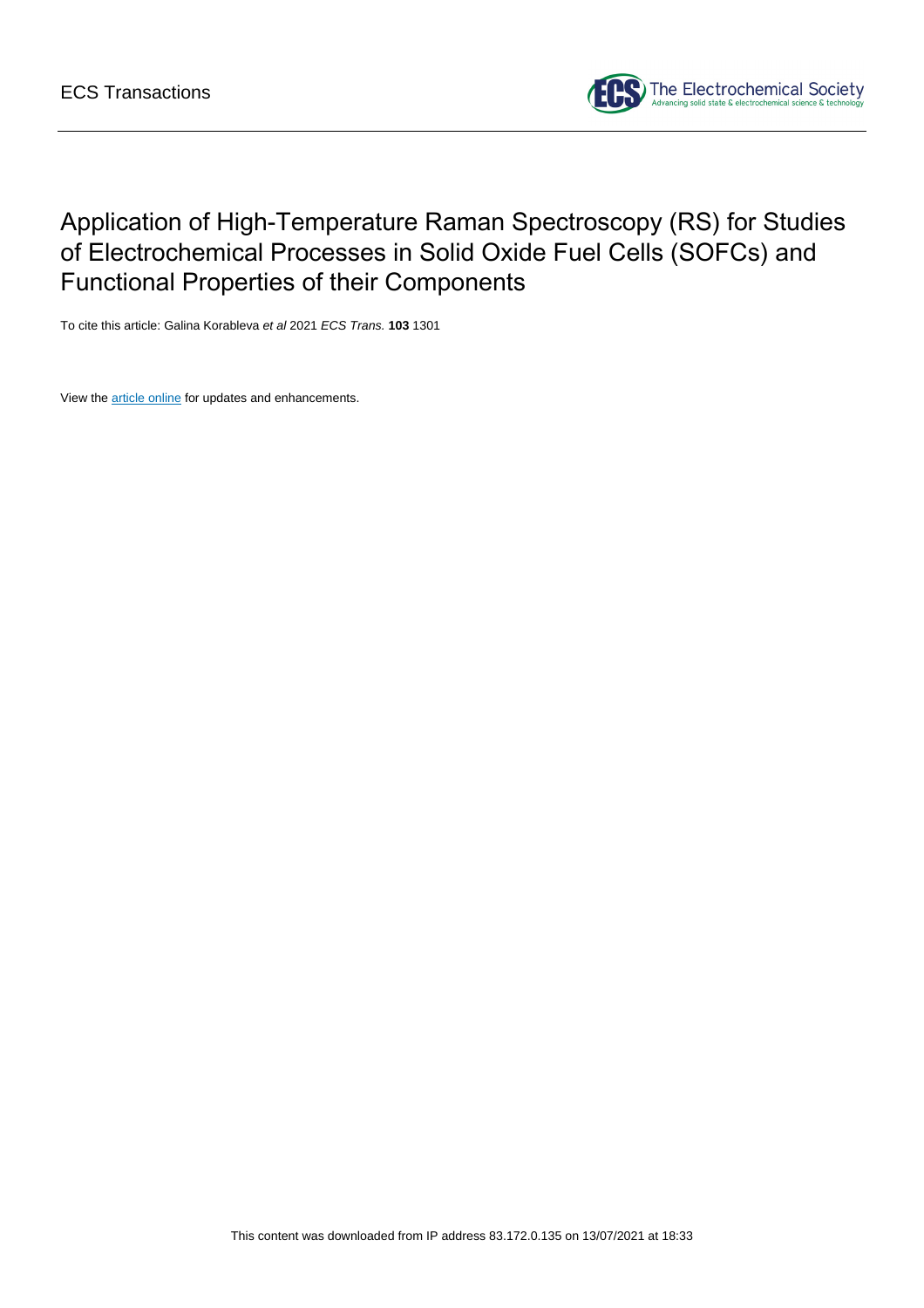# Application of High-Temperature Raman Spectroscopy (RS) for Studies of Electrochemical Processes in Solid Oxide Fuel Cells (SOFCs) and Functional Properties of their Components

To cite this article: Galina Korableva *et al* 2021 *ECS Trans.* **103** 1301

View the article online for updates and enhancements.

This content was downloaded from IP address 83.172.0.135 on 13/07/2021 at 18:33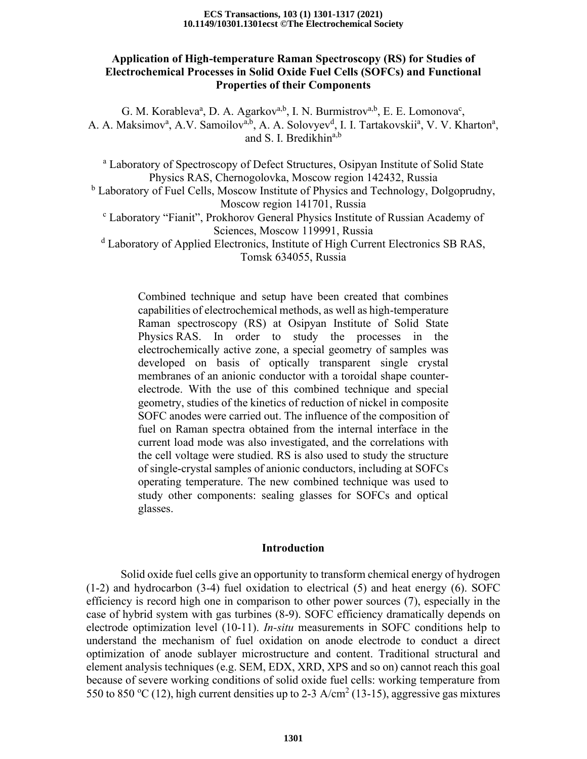# Application of High-temperature Raman Spectroscopy (RS) for Studies of Electrochemical Processes in Solid Oxide Fuel Cells (SOFCs) and Functional Properties of their Components

G. M. Korableva[a], D. A. Agarkov[a,b], I. N. Burmistrov[a,b], E. E. Lomonova[c], A. A. Maksimov[a], A.V. Samoilov[a,b], A. A. Solovyev[d], I. I. Tartakovskii[a], V. V. Kharton[a], and S. I. Bredikhin[a,b]

[a] Laboratory of Spectroscopy of Defect Structures, Osipyan Institute of Solid State Physics RAS, Chernogolovka, Moscow region 142432, Russia
[b] Laboratory of Fuel Cells, Moscow Institute of Physics and Technology, Dolgoprudny, Moscow region 141701, Russia
[c] Laboratory "Fianit", Prokhorov General Physics Institute of Russian Academy of Sciences, Moscow 119991, Russia
[d] Laboratory of Applied Electronics, Institute of High Current Electronics SB RAS, Tomsk 634055, Russia

Combined technique and setup have been created that combines capabilities of electrochemical methods, as well as high-temperature Raman spectroscopy (RS) at Osipyan Institute of Solid State Physics RAS. In order to study the processes in the electrochemically active zone, a special geometry of samples was developed on basis of optically transparent single crystal membranes of an anionic conductor with a toroidal shape counter-electrode. With the use of this combined technique and special geometry, studies of the kinetics of reduction of nickel in composite SOFC anodes were carried out. The influence of the composition of fuel on Raman spectra obtained from the internal interface in the current load mode was also investigated, and the correlations with the cell voltage were studied. RS is also used to study the structure of single-crystal samples of anionic conductors, including at SOFCs operating temperature. The new combined technique was used to study other components: sealing glasses for SOFCs and optical glasses.

## Introduction

Solid oxide fuel cells give an opportunity to transform chemical energy of hydrogen (1-2) and hydrocarbon (3-4) fuel oxidation to electrical (5) and heat energy (6). SOFC efficiency is record high one in comparison to other power sources (7), especially in the case of hybrid system with gas turbines (8-9). SOFC efficiency dramatically depends on electrode optimization level (10-11). *In-situ* measurements in SOFC conditions help to understand the mechanism of fuel oxidation on anode electrode to conduct a direct optimization of anode sublayer microstructure and content. Traditional structural and element analysis techniques (e.g. SEM, EDX, XRD, XPS and so on) cannot reach this goal because of severe working conditions of solid oxide fuel cells: working temperature from 550 to 850 $^{o}$C (12), high current densities up to 2-3 A/cm$^2$ (13-15), aggressive gas mixtures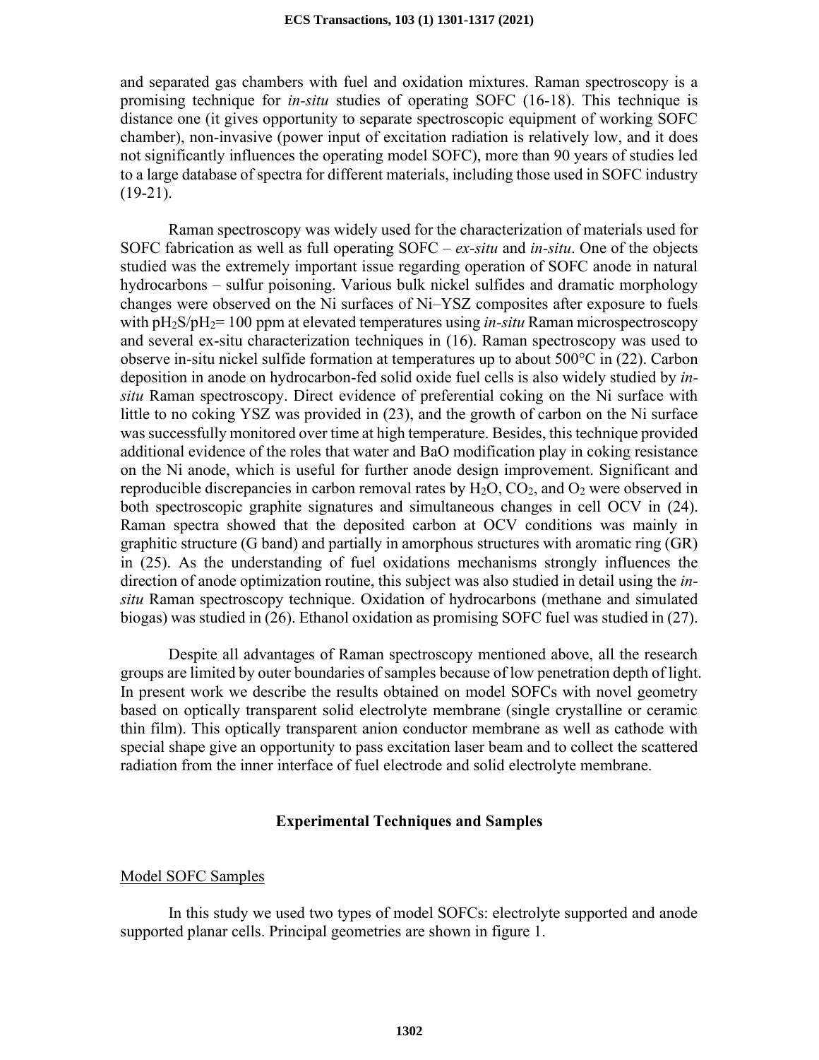and separated gas chambers with fuel and oxidation mixtures. Raman spectroscopy is a promising technique for *in-situ* studies of operating SOFC (16-18). This technique is distance one (it gives opportunity to separate spectroscopic equipment of working SOFC chamber), non-invasive (power input of excitation radiation is relatively low, and it does not significantly influences the operating model SOFC), more than 90 years of studies led to a large database of spectra for different materials, including those used in SOFC industry (19-21).

Raman spectroscopy was widely used for the characterization of materials used for SOFC fabrication as well as full operating SOFC – *ex-situ* and *in-situ*. One of the objects studied was the extremely important issue regarding operation of SOFC anode in natural hydrocarbons – sulfur poisoning. Various bulk nickel sulfides and dramatic morphology changes were observed on the Ni surfaces of Ni–YSZ composites after exposure to fuels with $pH_2S/pH_2$= 100 ppm at elevated temperatures using *in-situ* Raman microspectroscopy and several ex-situ characterization techniques in (16). Raman spectroscopy was used to observe in-situ nickel sulfide formation at temperatures up to about 500°C in (22). Carbon deposition in anode on hydrocarbon-fed solid oxide fuel cells is also widely studied by *in-situ* Raman spectroscopy. Direct evidence of preferential coking on the Ni surface with little to no coking YSZ was provided in (23), and the growth of carbon on the Ni surface was successfully monitored over time at high temperature. Besides, this technique provided additional evidence of the roles that water and BaO modification play in coking resistance on the Ni anode, which is useful for further anode design improvement. Significant and reproducible discrepancies in carbon removal rates by $H_2O$, $CO_2$, and $O_2$ were observed in both spectroscopic graphite signatures and simultaneous changes in cell OCV in (24). Raman spectra showed that the deposited carbon at OCV conditions was mainly in graphitic structure (G band) and partially in amorphous structures with aromatic ring (GR) in (25). As the understanding of fuel oxidations mechanisms strongly influences the direction of anode optimization routine, this subject was also studied in detail using the *in-situ* Raman spectroscopy technique. Oxidation of hydrocarbons (methane and simulated biogas) was studied in (26). Ethanol oxidation as promising SOFC fuel was studied in (27).

Despite all advantages of Raman spectroscopy mentioned above, all the research groups are limited by outer boundaries of samples because of low penetration depth of light. In present work we describe the results obtained on model SOFCs with novel geometry based on optically transparent solid electrolyte membrane (single crystalline or ceramic thin film). This optically transparent anion conductor membrane as well as cathode with special shape give an opportunity to pass excitation laser beam and to collect the scattered radiation from the inner interface of fuel electrode and solid electrolyte membrane.

## Experimental Techniques and Samples

### Model SOFC Samples

In this study we used two types of model SOFCs: electrolyte supported and anode supported planar cells. Principal geometries are shown in figure 1.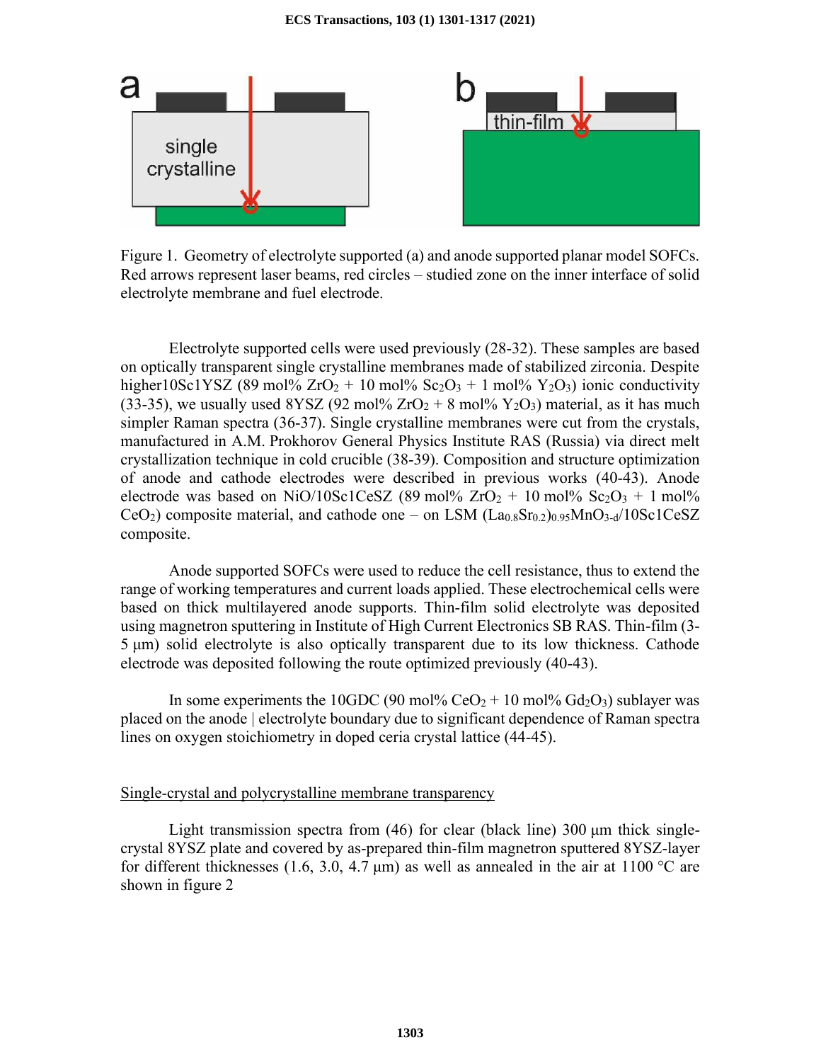Figure 1. Geometry of electrolyte supported (a) and anode supported planar model SOFCs. Red arrows represent laser beams, red circles – studied zone on the inner interface of solid electrolyte membrane and fuel electrode.

Electrolyte supported cells were used previously (28-32). These samples are based on optically transparent single crystalline membranes made of stabilized zirconia. Despite higher10Sc1YSZ (89 mol% $ZrO_2$ + 10 mol% $Sc_2O_3$ + 1 mol% $Y_2O_3$) ionic conductivity (33-35), we usually used 8YSZ (92 mol% $ZrO_2$ + 8 mol% $Y_2O_3$) material, as it has much simpler Raman spectra (36-37). Single crystalline membranes were cut from the crystals, manufactured in A.M. Prokhorov General Physics Institute RAS (Russia) via direct melt crystallization technique in cold crucible (38-39). Composition and structure optimization of anode and cathode electrodes were described in previous works (40-43). Anode electrode was based on NiO/10Sc1CeSZ (89 mol% $ZrO_2$ + 10 mol% $Sc_2O_3$ + 1 mol% $CeO_2$) composite material, and cathode one – on LSM ($(La_{0.8}Sr_{0.2})_{0.95}MnO_{3-d}$/10Sc1CeSZ composite.

Anode supported SOFCs were used to reduce the cell resistance, thus to extend the range of working temperatures and current loads applied. These electrochemical cells were based on thick multilayered anode supports. Thin-film solid electrolyte was deposited using magnetron sputtering in Institute of High Current Electronics SB RAS. Thin-film (3-5 µm) solid electrolyte is also optically transparent due to its low thickness. Cathode electrode was deposited following the route optimized previously (40-43).

In some experiments the 10GDC (90 mol% $CeO_2$ + 10 mol% $Gd_2O_3$) sublayer was placed on the anode | electrolyte boundary due to significant dependence of Raman spectra lines on oxygen stoichiometry in doped ceria crystal lattice (44-45).

## Single-crystal and polycrystalline membrane transparency

Light transmission spectra from (46) for clear (black line) 300 µm thick single-crystal 8YSZ plate and covered by as-prepared thin-film magnetron sputtered 8YSZ-layer for different thicknesses (1.6, 3.0, 4.7 µm) as well as annealed in the air at 1100 °C are shown in figure 2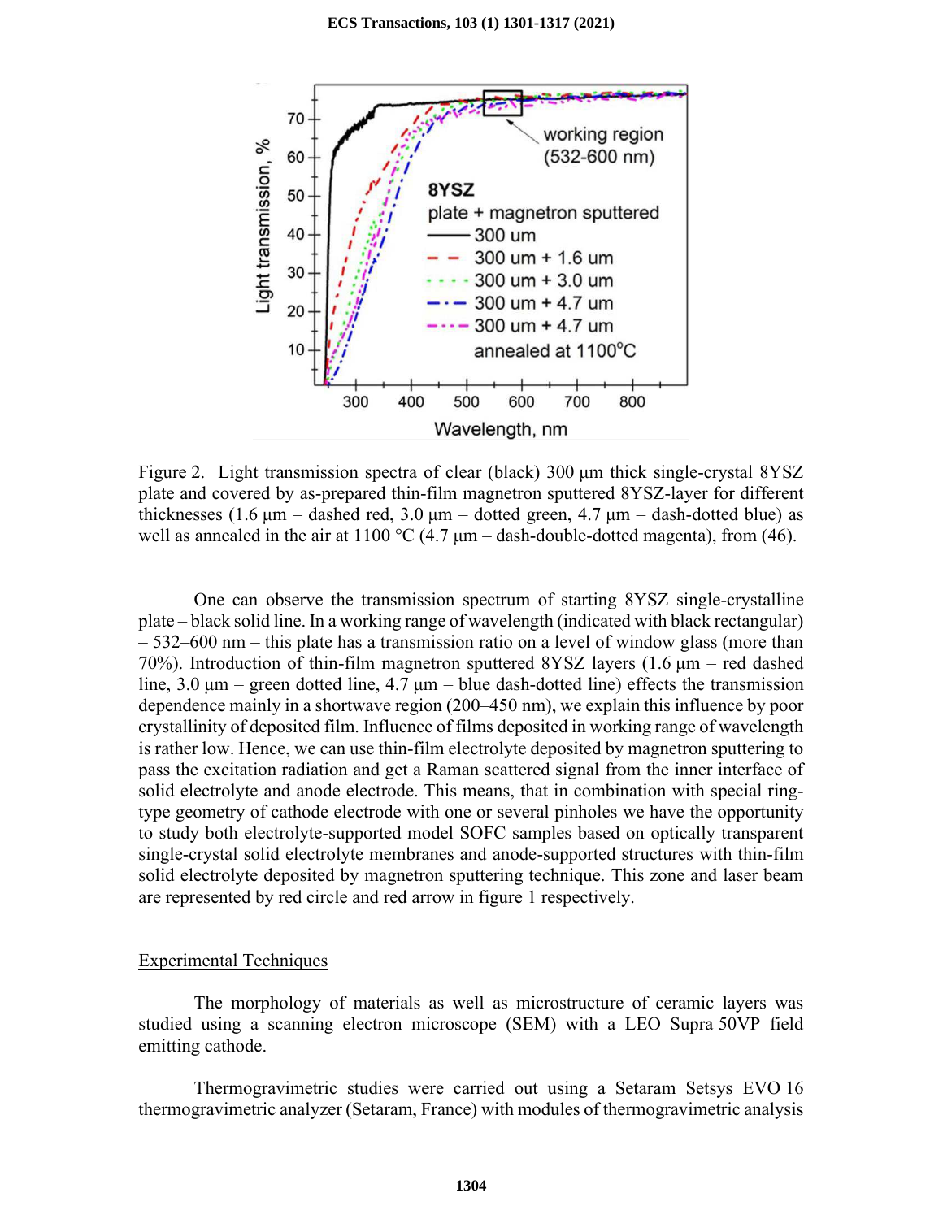Figure 2. Light transmission spectra of clear (black) 300 μm thick single-crystal 8YSZ plate and covered by as-prepared thin-film magnetron sputtered 8YSZ-layer for different thicknesses (1.6 μm – dashed red, 3.0 μm – dotted green, 4.7 μm – dash-dotted blue) as well as annealed in the air at 1100 °C (4.7 μm – dash-double-dotted magenta), from (46).

One can observe the transmission spectrum of starting 8YSZ single-crystalline plate – black solid line. In a working range of wavelength (indicated with black rectangular) – 532–600 nm – this plate has a transmission ratio on a level of window glass (more than 70%). Introduction of thin-film magnetron sputtered 8YSZ layers (1.6 μm – red dashed line, 3.0 μm – green dotted line, 4.7 μm – blue dash-dotted line) effects the transmission dependence mainly in a shortwave region (200–450 nm), we explain this influence by poor crystallinity of deposited film. Influence of films deposited in working range of wavelength is rather low. Hence, we can use thin-film electrolyte deposited by magnetron sputtering to pass the excitation radiation and get a Raman scattered signal from the inner interface of solid electrolyte and anode electrode. This means, that in combination with special ring-type geometry of cathode electrode with one or several pinholes we have the opportunity to study both electrolyte-supported model SOFC samples based on optically transparent single-crystal solid electrolyte membranes and anode-supported structures with thin-film solid electrolyte deposited by magnetron sputtering technique. This zone and laser beam are represented by red circle and red arrow in figure 1 respectively.

## Experimental Techniques

The morphology of materials as well as microstructure of ceramic layers was studied using a scanning electron microscope (SEM) with a LEO Supra 50VP field emitting cathode.

Thermogravimetric studies were carried out using a Setaram Setsys EVO 16 thermogravimetric analyzer (Setaram, France) with modules of thermogravimetric analysis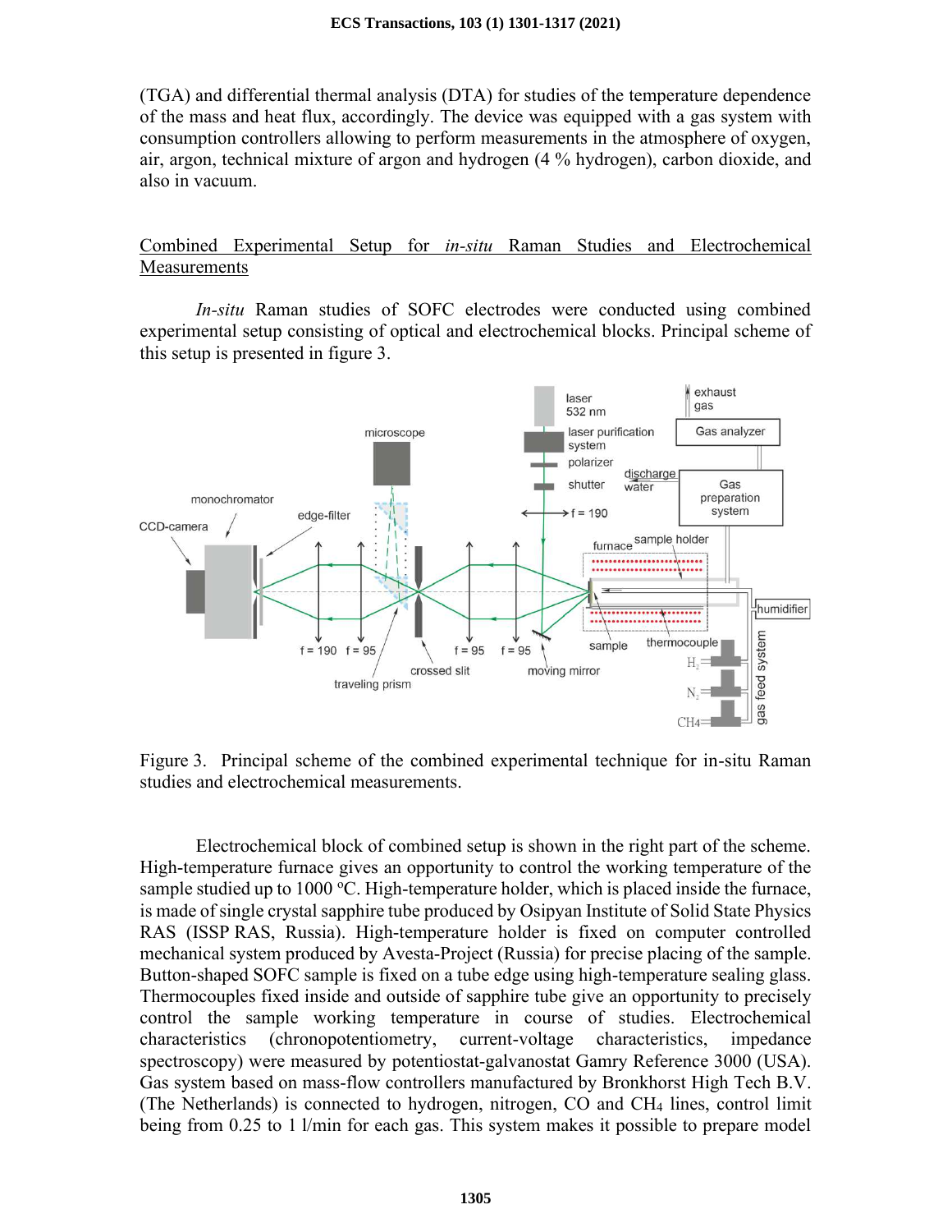(TGA) and differential thermal analysis (DTA) for studies of the temperature dependence of the mass and heat flux, accordingly. The device was equipped with a gas system with consumption controllers allowing to perform measurements in the atmosphere of oxygen, air, argon, technical mixture of argon and hydrogen (4 % hydrogen), carbon dioxide, and also in vacuum.

## Combined Experimental Setup for *in-situ* Raman Studies and Electrochemical Measurements

*In-situ* Raman studies of SOFC electrodes were conducted using combined experimental setup consisting of optical and electrochemical blocks. Principal scheme of this setup is presented in figure 3.

Figure 3. Principal scheme of the combined experimental technique for in-situ Raman studies and electrochemical measurements.

Electrochemical block of combined setup is shown in the right part of the scheme. High-temperature furnace gives an opportunity to control the working temperature of the sample studied up to 1000 ºC. High-temperature holder, which is placed inside the furnace, is made of single crystal sapphire tube produced by Osipyan Institute of Solid State Physics RAS (ISSP RAS, Russia). High-temperature holder is fixed on computer controlled mechanical system produced by Avesta-Project (Russia) for precise placing of the sample. Button-shaped SOFC sample is fixed on a tube edge using high-temperature sealing glass. Thermocouples fixed inside and outside of sapphire tube give an opportunity to precisely control the sample working temperature in course of studies. Electrochemical characteristics (chronopotentiometry, current-voltage characteristics, impedance spectroscopy) were measured by potentiostat-galvanostat Gamry Reference 3000 (USA). Gas system based on mass-flow controllers manufactured by Bronkhorst High Tech B.V. (The Netherlands) is connected to hydrogen, nitrogen, CO and $CH_4$ lines, control limit being from 0.25 to 1 l/min for each gas. This system makes it possible to prepare model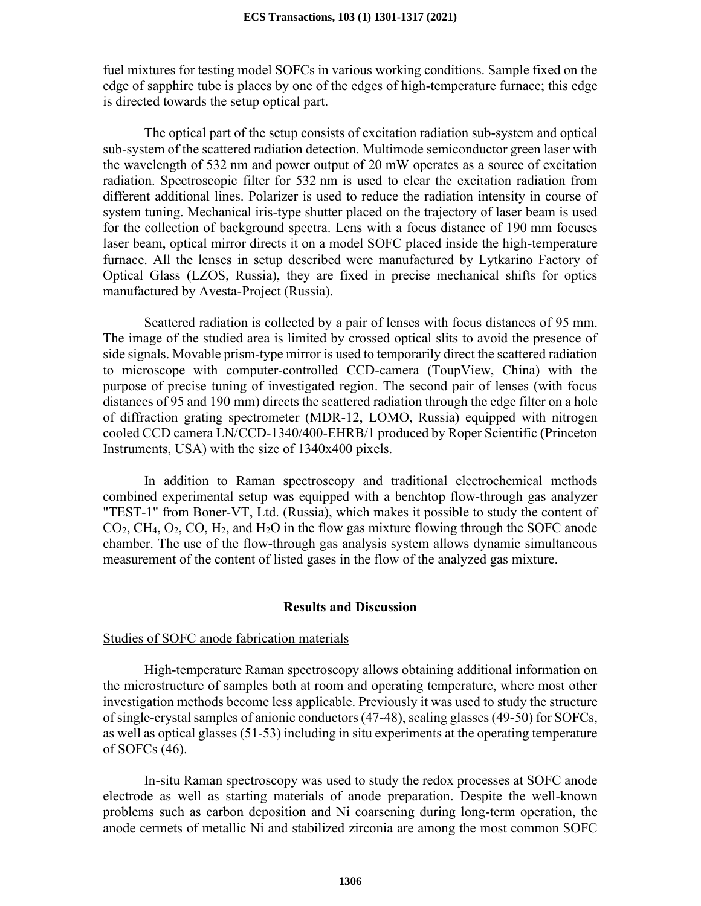fuel mixtures for testing model SOFCs in various working conditions. Sample fixed on the edge of sapphire tube is places by one of the edges of high-temperature furnace; this edge is directed towards the setup optical part.

The optical part of the setup consists of excitation radiation sub-system and optical sub-system of the scattered radiation detection. Multimode semiconductor green laser with the wavelength of 532 nm and power output of 20 mW operates as a source of excitation radiation. Spectroscopic filter for 532 nm is used to clear the excitation radiation from different additional lines. Polarizer is used to reduce the radiation intensity in course of system tuning. Mechanical iris-type shutter placed on the trajectory of laser beam is used for the collection of background spectra. Lens with a focus distance of 190 mm focuses laser beam, optical mirror directs it on a model SOFC placed inside the high-temperature furnace. All the lenses in setup described were manufactured by Lytkarino Factory of Optical Glass (LZOS, Russia), they are fixed in precise mechanical shifts for optics manufactured by Avesta-Project (Russia).

Scattered radiation is collected by a pair of lenses with focus distances of 95 mm. The image of the studied area is limited by crossed optical slits to avoid the presence of side signals. Movable prism-type mirror is used to temporarily direct the scattered radiation to microscope with computer-controlled CCD-camera (ToupView, China) with the purpose of precise tuning of investigated region. The second pair of lenses (with focus distances of 95 and 190 mm) directs the scattered radiation through the edge filter on a hole of diffraction grating spectrometer (MDR-12, LOMO, Russia) equipped with nitrogen cooled CCD camera LN/CCD-1340/400-EHRB/1 produced by Roper Scientific (Princeton Instruments, USA) with the size of 1340x400 pixels.

In addition to Raman spectroscopy and traditional electrochemical methods combined experimental setup was equipped with a benchtop flow-through gas analyzer "TEST-1" from Boner-VT, Ltd. (Russia), which makes it possible to study the content of $CO_2$, $CH_4$, $O_2$, CO, $H_2$, and $H_2O$ in the flow gas mixture flowing through the SOFC anode chamber. The use of the flow-through gas analysis system allows dynamic simultaneous measurement of the content of listed gases in the flow of the analyzed gas mixture.

## Results and Discussion

### Studies of SOFC anode fabrication materials

High-temperature Raman spectroscopy allows obtaining additional information on the microstructure of samples both at room and operating temperature, where most other investigation methods become less applicable. Previously it was used to study the structure of single-crystal samples of anionic conductors (47-48), sealing glasses (49-50) for SOFCs, as well as optical glasses (51-53) including in situ experiments at the operating temperature of SOFCs (46).

In-situ Raman spectroscopy was used to study the redox processes at SOFC anode electrode as well as starting materials of anode preparation. Despite the well-known problems such as carbon deposition and Ni coarsening during long-term operation, the anode cermets of metallic Ni and stabilized zirconia are among the most common SOFC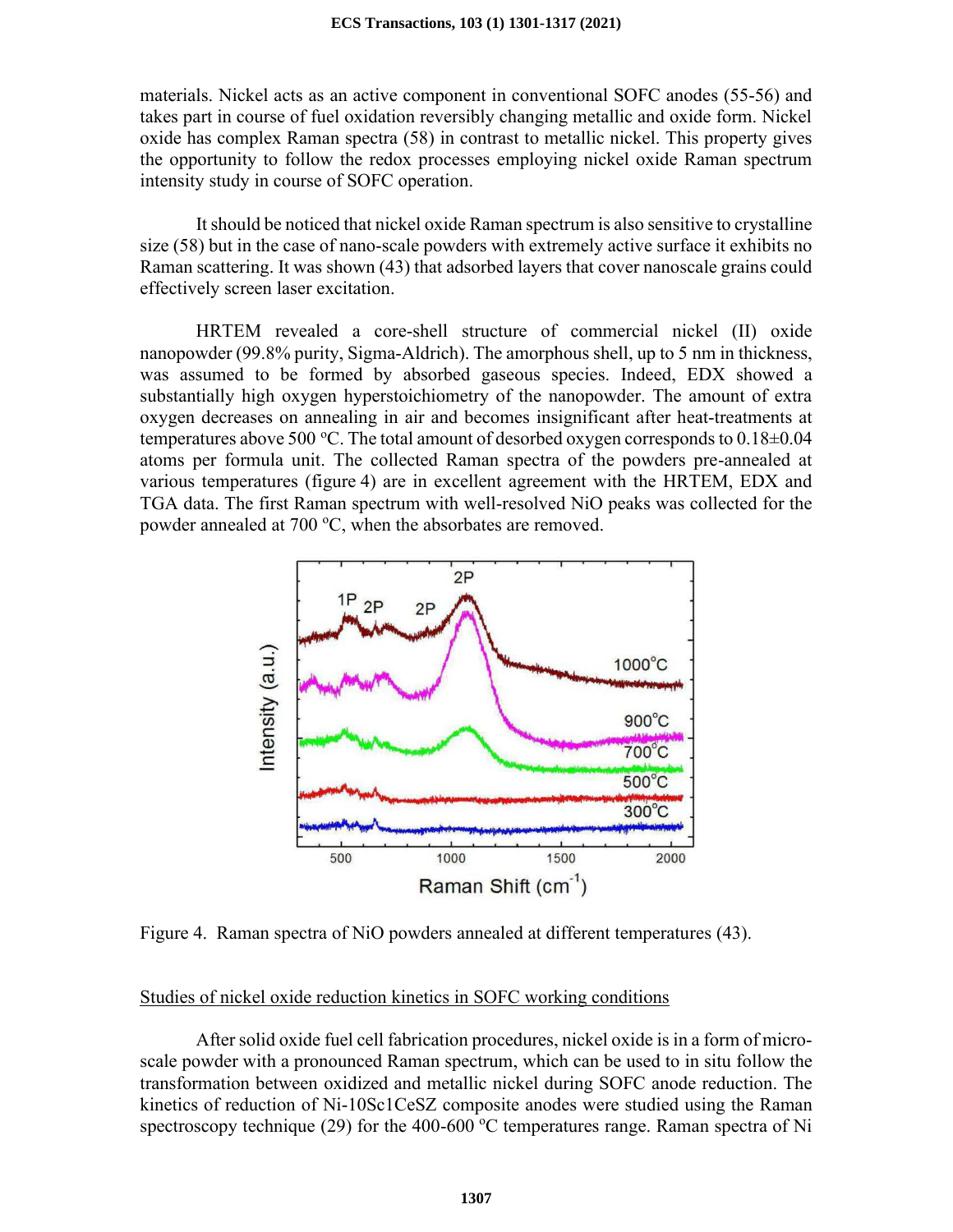materials. Nickel acts as an active component in conventional SOFC anodes (55-56) and takes part in course of fuel oxidation reversibly changing metallic and oxide form. Nickel oxide has complex Raman spectra (58) in contrast to metallic nickel. This property gives the opportunity to follow the redox processes employing nickel oxide Raman spectrum intensity study in course of SOFC operation.

It should be noticed that nickel oxide Raman spectrum is also sensitive to crystalline size (58) but in the case of nano-scale powders with extremely active surface it exhibits no Raman scattering. It was shown (43) that adsorbed layers that cover nanoscale grains could effectively screen laser excitation.

HRTEM revealed a core-shell structure of commercial nickel (II) oxide nanopowder (99.8% purity, Sigma-Aldrich). The amorphous shell, up to 5 nm in thickness, was assumed to be formed by absorbed gaseous species. Indeed, EDX showed a substantially high oxygen hyperstoichiometry of the nanopowder. The amount of extra oxygen decreases on annealing in air and becomes insignificant after heat-treatments at temperatures above 500 ºC. The total amount of desorbed oxygen corresponds to 0.18±0.04 atoms per formula unit. The collected Raman spectra of the powders pre-annealed at various temperatures (figure 4) are in excellent agreement with the HRTEM, EDX and TGA data. The first Raman spectrum with well-resolved NiO peaks was collected for the powder annealed at 700 ºC, when the absorbates are removed.

Figure 4. Raman spectra of NiO powders annealed at different temperatures (43).

## Studies of nickel oxide reduction kinetics in SOFC working conditions

After solid oxide fuel cell fabrication procedures, nickel oxide is in a form of micro-scale powder with a pronounced Raman spectrum, which can be used to in situ follow the transformation between oxidized and metallic nickel during SOFC anode reduction. The kinetics of reduction of Ni-10Sc1CeSZ composite anodes were studied using the Raman spectroscopy technique (29) for the 400-600 ºC temperatures range. Raman spectra of Ni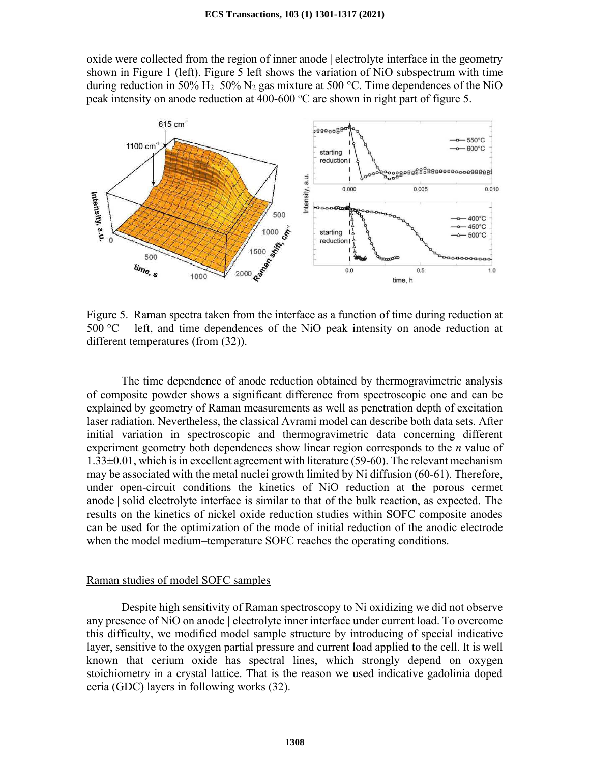oxide were collected from the region of inner anode | electrolyte interface in the geometry shown in Figure 1 (left). Figure 5 left shows the variation of NiO subspectrum with time during reduction in 50% $H_2$–50% $N_2$ gas mixture at 500 °C. Time dependences of the NiO peak intensity on anode reduction at 400-600 °C are shown in right part of figure 5.

Figure 5. Raman spectra taken from the interface as a function of time during reduction at 500 °C – left, and time dependences of the NiO peak intensity on anode reduction at different temperatures (from (32)).

The time dependence of anode reduction obtained by thermogravimetric analysis of composite powder shows a significant difference from spectroscopic one and can be explained by geometry of Raman measurements as well as penetration depth of excitation laser radiation. Nevertheless, the classical Avrami model can describe both data sets. After initial variation in spectroscopic and thermogravimetric data concerning different experiment geometry both dependences show linear region corresponds to the *n* value of 1.33±0.01, which is in excellent agreement with literature (59-60). The relevant mechanism may be associated with the metal nuclei growth limited by Ni diffusion (60-61). Therefore, under open-circuit conditions the kinetics of NiO reduction at the porous cermet anode | solid electrolyte interface is similar to that of the bulk reaction, as expected. The results on the kinetics of nickel oxide reduction studies within SOFC composite anodes can be used for the optimization of the mode of initial reduction of the anodic electrode when the model medium–temperature SOFC reaches the operating conditions.

## Raman studies of model SOFC samples

Despite high sensitivity of Raman spectroscopy to Ni oxidizing we did not observe any presence of NiO on anode | electrolyte inner interface under current load. To overcome this difficulty, we modified model sample structure by introducing of special indicative layer, sensitive to the oxygen partial pressure and current load applied to the cell. It is well known that cerium oxide has spectral lines, which strongly depend on oxygen stoichiometry in a crystal lattice. That is the reason we used indicative gadolinia doped ceria (GDC) layers in following works (32).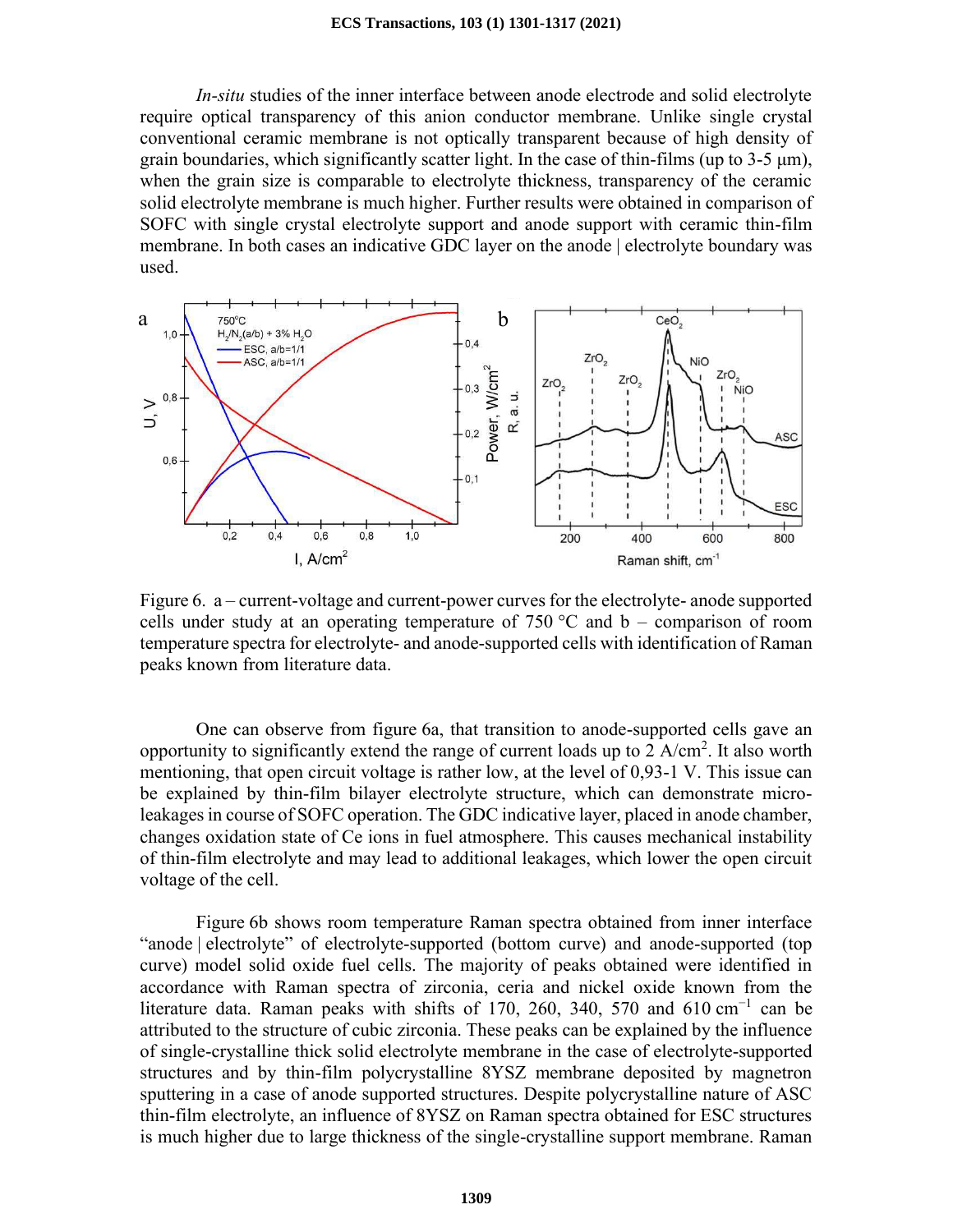*In-situ* studies of the inner interface between anode electrode and solid electrolyte require optical transparency of this anion conductor membrane. Unlike single crystal conventional ceramic membrane is not optically transparent because of high density of grain boundaries, which significantly scatter light. In the case of thin-films (up to 3-5 µm), when the grain size is comparable to electrolyte thickness, transparency of the ceramic solid electrolyte membrane is much higher. Further results were obtained in comparison of SOFC with single crystal electrolyte support and anode support with ceramic thin-film membrane. In both cases an indicative GDC layer on the anode | electrolyte boundary was used.

Figure 6. a – current-voltage and current-power curves for the electrolyte- anode supported cells under study at an operating temperature of 750 °C and b – comparison of room temperature spectra for electrolyte- and anode-supported cells with identification of Raman peaks known from literature data.

One can observe from figure 6a, that transition to anode-supported cells gave an opportunity to significantly extend the range of current loads up to 2 A/cm$^2$. It also worth mentioning, that open circuit voltage is rather low, at the level of 0,93-1 V. This issue can be explained by thin-film bilayer electrolyte structure, which can demonstrate micro-leakages in course of SOFC operation. The GDC indicative layer, placed in anode chamber, changes oxidation state of Ce ions in fuel atmosphere. This causes mechanical instability of thin-film electrolyte and may lead to additional leakages, which lower the open circuit voltage of the cell.

Figure 6b shows room temperature Raman spectra obtained from inner interface "anode | electrolyte" of electrolyte-supported (bottom curve) and anode-supported (top curve) model solid oxide fuel cells. The majority of peaks obtained were identified in accordance with Raman spectra of zirconia, ceria and nickel oxide known from the literature data. Raman peaks with shifts of 170, 260, 340, 570 and 610 cm$^{-1}$ can be attributed to the structure of cubic zirconia. These peaks can be explained by the influence of single-crystalline thick solid electrolyte membrane in the case of electrolyte-supported structures and by thin-film polycrystalline 8YSZ membrane deposited by magnetron sputtering in a case of anode supported structures. Despite polycrystalline nature of ASC thin-film electrolyte, an influence of 8YSZ on Raman spectra obtained for ESC structures is much higher due to large thickness of the single-crystalline support membrane. Raman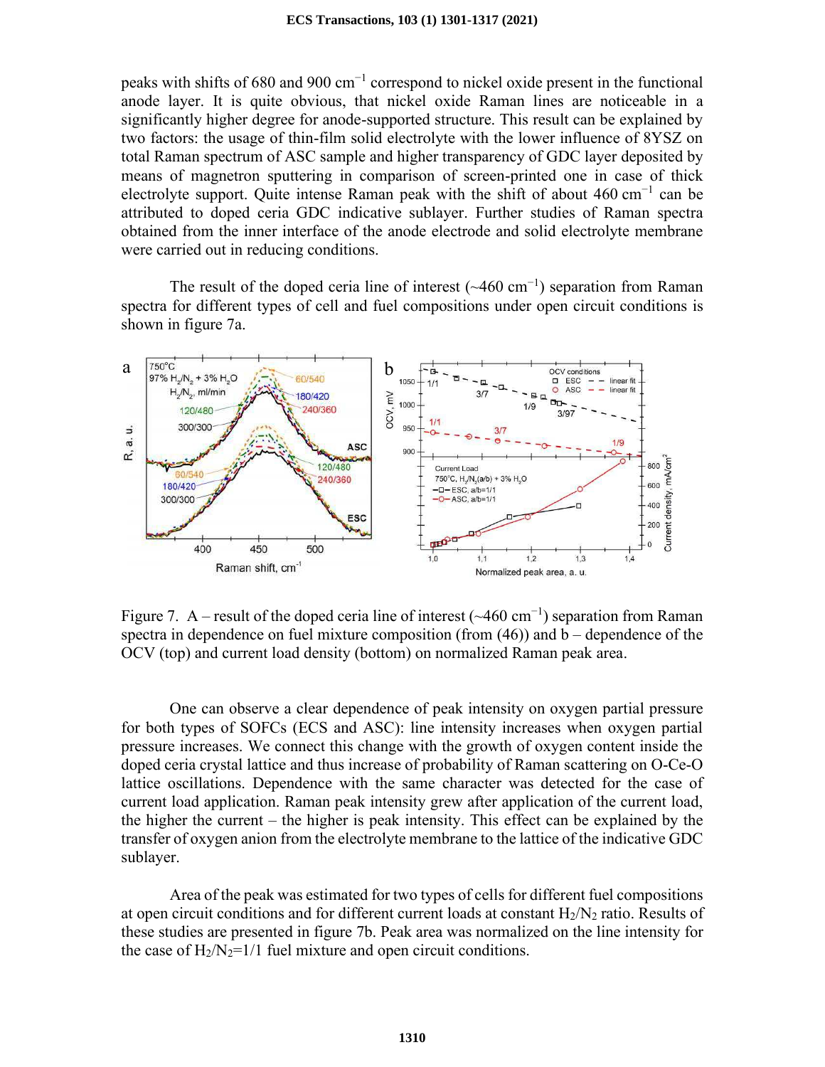peaks with shifts of 680 and 900 cm$^{-1}$ correspond to nickel oxide present in the functional anode layer. It is quite obvious, that nickel oxide Raman lines are noticeable in a significantly higher degree for anode-supported structure. This result can be explained by two factors: the usage of thin-film solid electrolyte with the lower influence of 8YSZ on total Raman spectrum of ASC sample and higher transparency of GDC layer deposited by means of magnetron sputtering in comparison of screen-printed one in case of thick electrolyte support. Quite intense Raman peak with the shift of about 460 cm$^{-1}$ can be attributed to doped ceria GDC indicative sublayer. Further studies of Raman spectra obtained from the inner interface of the anode electrode and solid electrolyte membrane were carried out in reducing conditions.

The result of the doped ceria line of interest (~460 cm$^{-1}$) separation from Raman spectra for different types of cell and fuel compositions under open circuit conditions is shown in figure 7a.

Figure 7. A – result of the doped ceria line of interest (~460 cm$^{-1}$) separation from Raman spectra in dependence on fuel mixture composition (from (46)) and b – dependence of the OCV (top) and current load density (bottom) on normalized Raman peak area.

One can observe a clear dependence of peak intensity on oxygen partial pressure for both types of SOFCs (ECS and ASC): line intensity increases when oxygen partial pressure increases. We connect this change with the growth of oxygen content inside the doped ceria crystal lattice and thus increase of probability of Raman scattering on O-Ce-O lattice oscillations. Dependence with the same character was detected for the case of current load application. Raman peak intensity grew after application of the current load, the higher the current – the higher is peak intensity. This effect can be explained by the transfer of oxygen anion from the electrolyte membrane to the lattice of the indicative GDC sublayer.

Area of the peak was estimated for two types of cells for different fuel compositions at open circuit conditions and for different current loads at constant $H_2/N_2$ ratio. Results of these studies are presented in figure 7b. Peak area was normalized on the line intensity for the case of $H_2/N_2$=1/1 fuel mixture and open circuit conditions.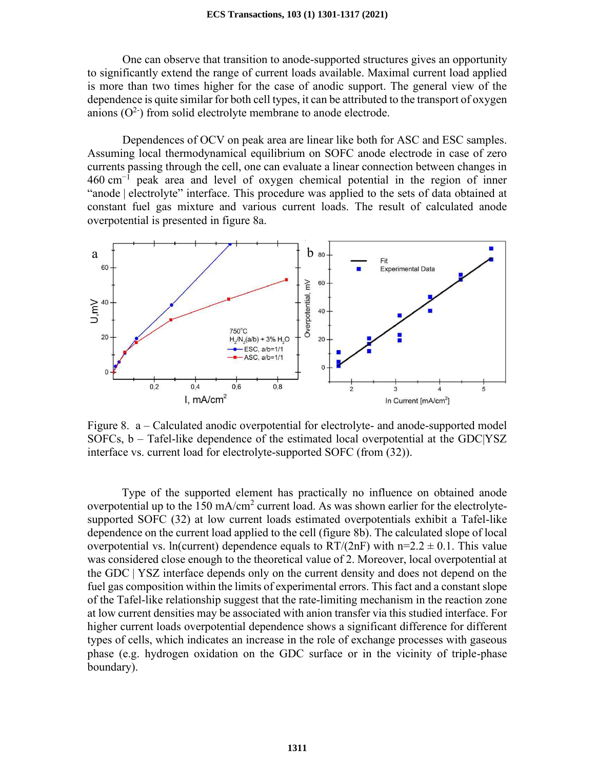One can observe that transition to anode-supported structures gives an opportunity to significantly extend the range of current loads available. Maximal current load applied is more than two times higher for the case of anodic support. The general view of the dependence is quite similar for both cell types, it can be attributed to the transport of oxygen anions ($O^{2-}$) from solid electrolyte membrane to anode electrode.

Dependences of OCV on peak area are linear like both for ASC and ESC samples. Assuming local thermodynamical equilibrium on SOFC anode electrode in case of zero currents passing through the cell, one can evaluate a linear connection between changes in 460 $cm^{-1}$ peak area and level of oxygen chemical potential in the region of inner "anode | electrolyte" interface. This procedure was applied to the sets of data obtained at constant fuel gas mixture and various current loads. The result of calculated anode overpotential is presented in figure 8a.

Figure 8. a – Calculated anodic overpotential for electrolyte- and anode-supported model SOFCs, b – Tafel-like dependence of the estimated local overpotential at the GDC|YSZ interface vs. current load for electrolyte-supported SOFC (from (32)).

Type of the supported element has practically no influence on obtained anode overpotential up to the 150 $mA/cm^2$ current load. As was shown earlier for the electrolyte-supported SOFC (32) at low current loads estimated overpotentials exhibit a Tafel-like dependence on the current load applied to the cell (figure 8b). The calculated slope of local overpotential vs. ln(current) dependence equals to $RT/(2nF)$ with $n=2.2 \pm 0.1$. This value was considered close enough to the theoretical value of 2. Moreover, local overpotential at the GDC | YSZ interface depends only on the current density and does not depend on the fuel gas composition within the limits of experimental errors. This fact and a constant slope of the Tafel-like relationship suggest that the rate-limiting mechanism in the reaction zone at low current densities may be associated with anion transfer via this studied interface. For higher current loads overpotential dependence shows a significant difference for different types of cells, which indicates an increase in the role of exchange processes with gaseous phase (e.g. hydrogen oxidation on the GDC surface or in the vicinity of triple-phase boundary).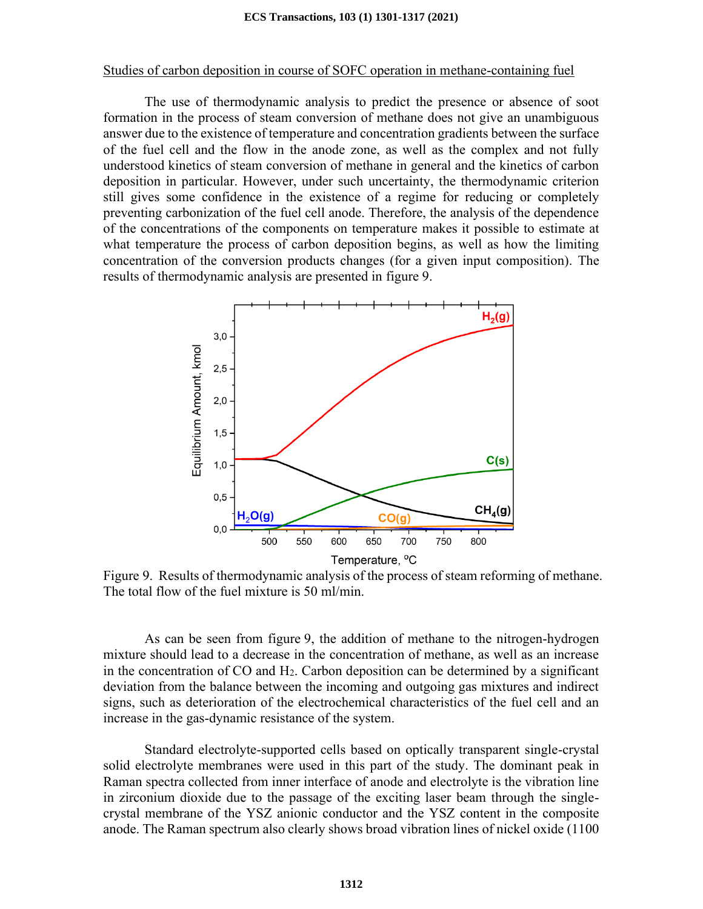Studies of carbon deposition in course of SOFC operation in methane-containing fuel

The use of thermodynamic analysis to predict the presence or absence of soot formation in the process of steam conversion of methane does not give an unambiguous answer due to the existence of temperature and concentration gradients between the surface of the fuel cell and the flow in the anode zone, as well as the complex and not fully understood kinetics of steam conversion of methane in general and the kinetics of carbon deposition in particular. However, under such uncertainty, the thermodynamic criterion still gives some confidence in the existence of a regime for reducing or completely preventing carbonization of the fuel cell anode. Therefore, the analysis of the dependence of the concentrations of the components on temperature makes it possible to estimate at what temperature the process of carbon deposition begins, as well as how the limiting concentration of the conversion products changes (for a given input composition). The results of thermodynamic analysis are presented in figure 9.

Figure 9. Results of thermodynamic analysis of the process of steam reforming of methane. The total flow of the fuel mixture is 50 ml/min.

As can be seen from figure 9, the addition of methane to the nitrogen-hydrogen mixture should lead to a decrease in the concentration of methane, as well as an increase in the concentration of CO and $H_2$. Carbon deposition can be determined by a significant deviation from the balance between the incoming and outgoing gas mixtures and indirect signs, such as deterioration of the electrochemical characteristics of the fuel cell and an increase in the gas-dynamic resistance of the system.

Standard electrolyte-supported cells based on optically transparent single-crystal solid electrolyte membranes were used in this part of the study. The dominant peak in Raman spectra collected from inner interface of anode and electrolyte is the vibration line in zirconium dioxide due to the passage of the exciting laser beam through the single-crystal membrane of the YSZ anionic conductor and the YSZ content in the composite anode. The Raman spectrum also clearly shows broad vibration lines of nickel oxide (1100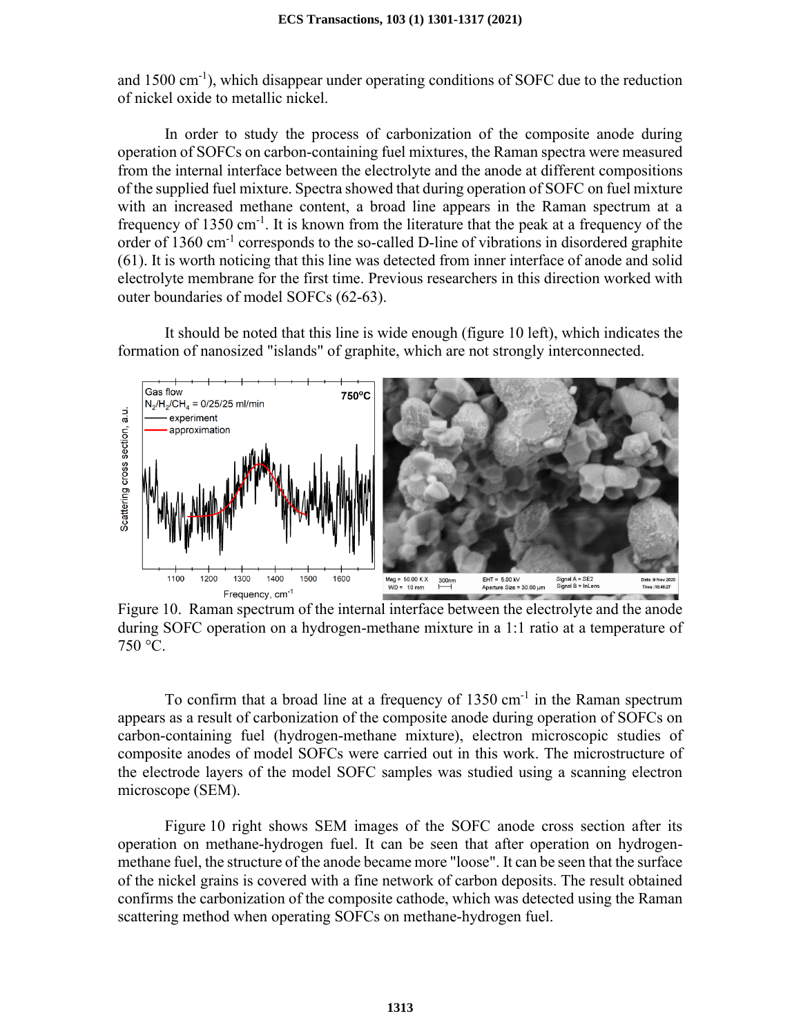and 1500 $cm^{-1}$), which disappear under operating conditions of SOFC due to the reduction of nickel oxide to metallic nickel.

In order to study the process of carbonization of the composite anode during operation of SOFCs on carbon-containing fuel mixtures, the Raman spectra were measured from the internal interface between the electrolyte and the anode at different compositions of the supplied fuel mixture. Spectra showed that during operation of SOFC on fuel mixture with an increased methane content, a broad line appears in the Raman spectrum at a frequency of 1350 $cm^{-1}$. It is known from the literature that the peak at a frequency of the order of 1360 $cm^{-1}$ corresponds to the so-called D-line of vibrations in disordered graphite (61). It is worth noticing that this line was detected from inner interface of anode and solid electrolyte membrane for the first time. Previous researchers in this direction worked with outer boundaries of model SOFCs (62-63).

It should be noted that this line is wide enough (figure 10 left), which indicates the formation of nanosized "islands" of graphite, which are not strongly interconnected.

Figure 10. Raman spectrum of the internal interface between the electrolyte and the anode during SOFC operation on a hydrogen-methane mixture in a 1:1 ratio at a temperature of 750 °C.

To confirm that a broad line at a frequency of 1350 $cm^{-1}$ in the Raman spectrum appears as a result of carbonization of the composite anode during operation of SOFCs on carbon-containing fuel (hydrogen-methane mixture), electron microscopic studies of composite anodes of model SOFCs were carried out in this work. The microstructure of the electrode layers of the model SOFC samples was studied using a scanning electron microscope (SEM).

Figure 10 right shows SEM images of the SOFC anode cross section after its operation on methane-hydrogen fuel. It can be seen that after operation on hydrogen-methane fuel, the structure of the anode became more "loose". It can be seen that the surface of the nickel grains is covered with a fine network of carbon deposits. The result obtained confirms the carbonization of the composite cathode, which was detected using the Raman scattering method when operating SOFCs on methane-hydrogen fuel.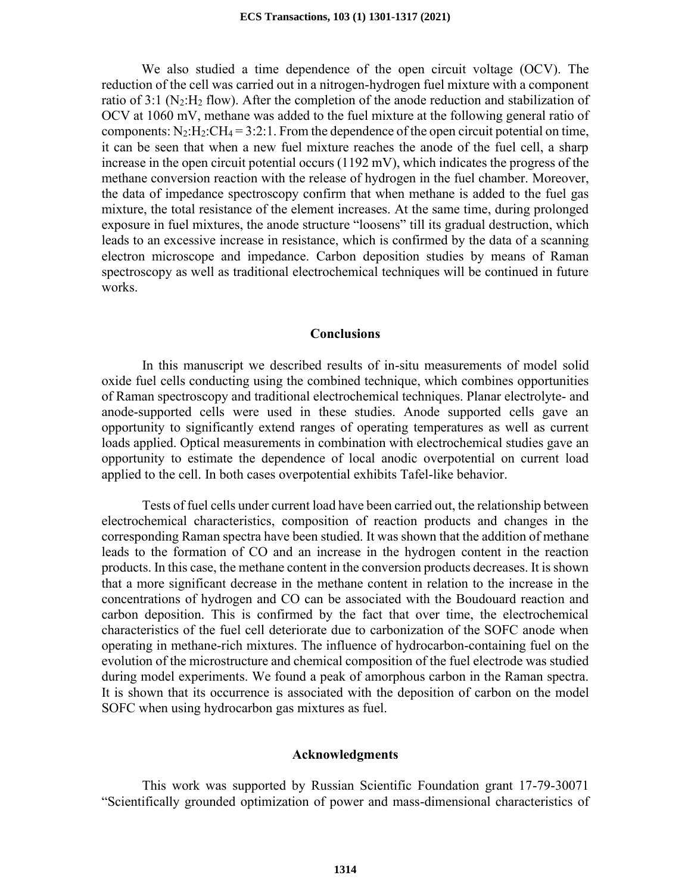We also studied a time dependence of the open circuit voltage (OCV). The reduction of the cell was carried out in a nitrogen-hydrogen fuel mixture with a component ratio of 3:1 ($N_2$:$H_2$ flow). After the completion of the anode reduction and stabilization of OCV at 1060 mV, methane was added to the fuel mixture at the following general ratio of components: $N_2$:$H_2$:$CH_4$ = 3:2:1. From the dependence of the open circuit potential on time, it can be seen that when a new fuel mixture reaches the anode of the fuel cell, a sharp increase in the open circuit potential occurs (1192 mV), which indicates the progress of the methane conversion reaction with the release of hydrogen in the fuel chamber. Moreover, the data of impedance spectroscopy confirm that when methane is added to the fuel gas mixture, the total resistance of the element increases. At the same time, during prolonged exposure in fuel mixtures, the anode structure "loosens" till its gradual destruction, which leads to an excessive increase in resistance, which is confirmed by the data of a scanning electron microscope and impedance. Carbon deposition studies by means of Raman spectroscopy as well as traditional electrochemical techniques will be continued in future works.

## Conclusions

In this manuscript we described results of in-situ measurements of model solid oxide fuel cells conducting using the combined technique, which combines opportunities of Raman spectroscopy and traditional electrochemical techniques. Planar electrolyte- and anode-supported cells were used in these studies. Anode supported cells gave an opportunity to significantly extend ranges of operating temperatures as well as current loads applied. Optical measurements in combination with electrochemical studies gave an opportunity to estimate the dependence of local anodic overpotential on current load applied to the cell. In both cases overpotential exhibits Tafel-like behavior.

Tests of fuel cells under current load have been carried out, the relationship between electrochemical characteristics, composition of reaction products and changes in the corresponding Raman spectra have been studied. It was shown that the addition of methane leads to the formation of CO and an increase in the hydrogen content in the reaction products. In this case, the methane content in the conversion products decreases. It is shown that a more significant decrease in the methane content in relation to the increase in the concentrations of hydrogen and CO can be associated with the Boudouard reaction and carbon deposition. This is confirmed by the fact that over time, the electrochemical characteristics of the fuel cell deteriorate due to carbonization of the SOFC anode when operating in methane-rich mixtures. The influence of hydrocarbon-containing fuel on the evolution of the microstructure and chemical composition of the fuel electrode was studied during model experiments. We found a peak of amorphous carbon in the Raman spectra. It is shown that its occurrence is associated with the deposition of carbon on the model SOFC when using hydrocarbon gas mixtures as fuel.

## Acknowledgments

This work was supported by Russian Scientific Foundation grant 17-79-30071 "Scientifically grounded optimization of power and mass-dimensional characteristics of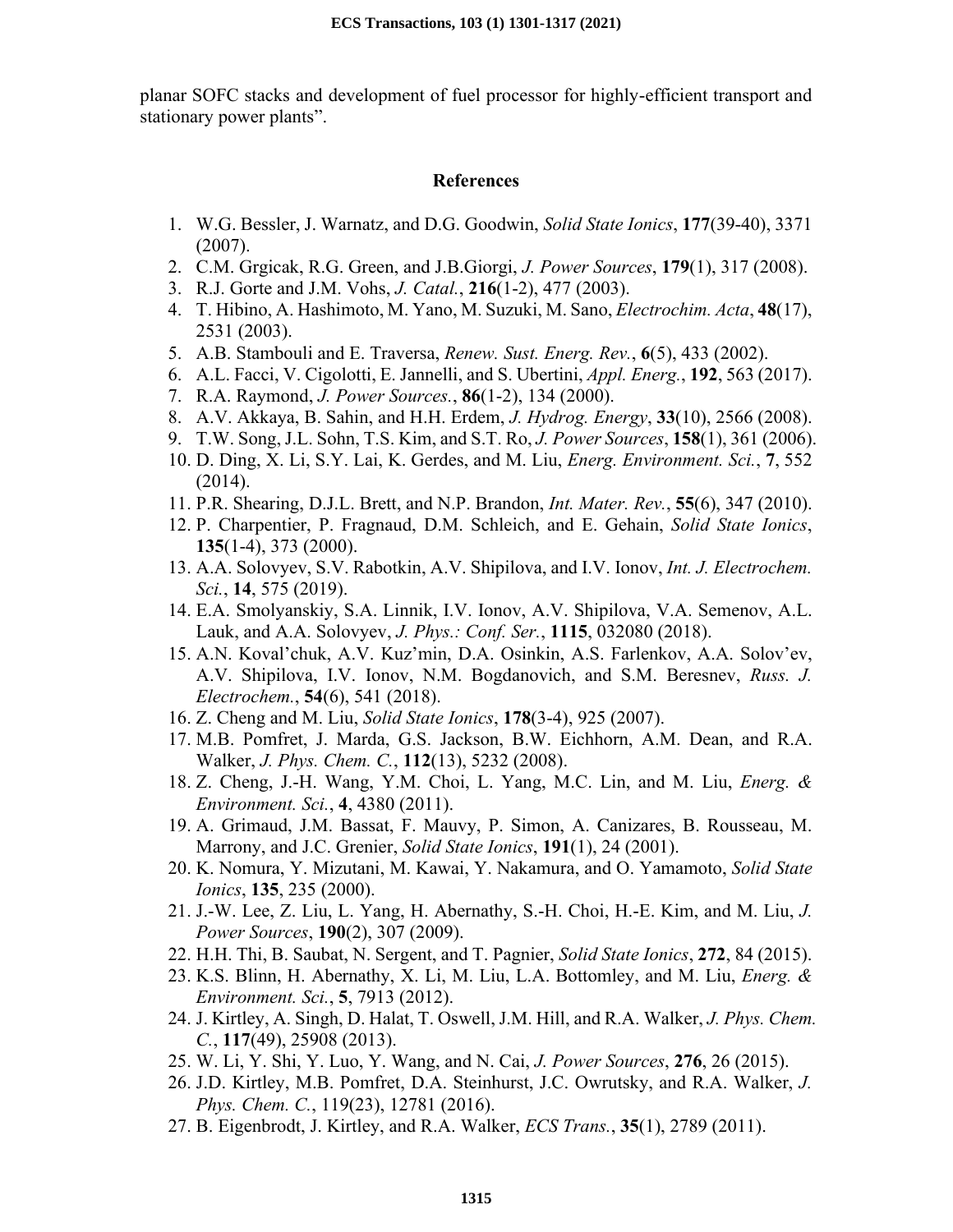planar SOFC stacks and development of fuel processor for highly-efficient transport and stationary power plants".

## References

1. W.G. Bessler, J. Warnatz, and D.G. Goodwin, *Solid State Ionics*, **177**(39-40), 3371 (2007).
2. C.M. Grgicak, R.G. Green, and J.B.Giorgi, *J. Power Sources*, **179**(1), 317 (2008).
3. R.J. Gorte and J.M. Vohs, *J. Catal.*, **216**(1-2), 477 (2003).
4. T. Hibino, A. Hashimoto, M. Yano, M. Suzuki, M. Sano, *Electrochim. Acta*, **48**(17), 2531 (2003).
5. A.B. Stambouli and E. Traversa, *Renew. Sust. Energ. Rev.*, **6**(5), 433 (2002).
6. A.L. Facci, V. Cigolotti, E. Jannelli, and S. Ubertini, *Appl. Energ.*, **192**, 563 (2017).
7. R.A. Raymond, *J. Power Sources.*, **86**(1-2), 134 (2000).
8. A.V. Akkaya, B. Sahin, and H.H. Erdem, *J. Hydrog. Energy*, **33**(10), 2566 (2008).
9. T.W. Song, J.L. Sohn, T.S. Kim, and S.T. Ro, *J. Power Sources*, **158**(1), 361 (2006).
10. D. Ding, X. Li, S.Y. Lai, K. Gerdes, and M. Liu, *Energ. Environment. Sci.*, **7**, 552 (2014).
11. P.R. Shearing, D.J.L. Brett, and N.P. Brandon, *Int. Mater. Rev.*, **55**(6), 347 (2010).
12. P. Charpentier, P. Fragnaud, D.M. Schleich, and E. Gehain, *Solid State Ionics*, **135**(1-4), 373 (2000).
13. A.A. Solovyev, S.V. Rabotkin, A.V. Shipilova, and I.V. Ionov, *Int. J. Electrochem. Sci.*, **14**, 575 (2019).
14. E.A. Smolyanskiy, S.A. Linnik, I.V. Ionov, A.V. Shipilova, V.A. Semenov, A.L. Lauk, and A.A. Solovyev, *J. Phys.: Conf. Ser.*, **1115**, 032080 (2018).
15. A.N. Koval'chuk, A.V. Kuz'min, D.A. Osinkin, A.S. Farlenkov, A.A. Solov'ev, A.V. Shipilova, I.V. Ionov, N.M. Bogdanovich, and S.M. Beresnev, *Russ. J. Electrochem.*, **54**(6), 541 (2018).
16. Z. Cheng and M. Liu, *Solid State Ionics*, **178**(3-4), 925 (2007).
17. M.B. Pomfret, J. Marda, G.S. Jackson, B.W. Eichhorn, A.M. Dean, and R.A. Walker, *J. Phys. Chem. C.*, **112**(13), 5232 (2008).
18. Z. Cheng, J.-H. Wang, Y.M. Choi, L. Yang, M.C. Lin, and M. Liu, *Energ. & Environment. Sci.*, **4**, 4380 (2011).
19. A. Grimaud, J.M. Bassat, F. Mauvy, P. Simon, A. Canizares, B. Rousseau, M. Marrony, and J.C. Grenier, *Solid State Ionics*, **191**(1), 24 (2001).
20. K. Nomura, Y. Mizutani, M. Kawai, Y. Nakamura, and O. Yamamoto, *Solid State Ionics*, **135**, 235 (2000).
21. J.-W. Lee, Z. Liu, L. Yang, H. Abernathy, S.-H. Choi, H.-E. Kim, and M. Liu, *J. Power Sources*, **190**(2), 307 (2009).
22. H.H. Thi, B. Saubat, N. Sergent, and T. Pagnier, *Solid State Ionics*, **272**, 84 (2015).
23. K.S. Blinn, H. Abernathy, X. Li, M. Liu, L.A. Bottomley, and M. Liu, *Energ. & Environment. Sci.*, **5**, 7913 (2012).
24. J. Kirtley, A. Singh, D. Halat, T. Oswell, J.M. Hill, and R.A. Walker, *J. Phys. Chem. C.*, **117**(49), 25908 (2013).
25. W. Li, Y. Shi, Y. Luo, Y. Wang, and N. Cai, *J. Power Sources*, **276**, 26 (2015).
26. J.D. Kirtley, M.B. Pomfret, D.A. Steinhurst, J.C. Owrutsky, and R.A. Walker, *J. Phys. Chem. C.*, 119(23), 12781 (2016).
27. B. Eigenbrodt, J. Kirtley, and R.A. Walker, *ECS Trans.*, **35**(1), 2789 (2011).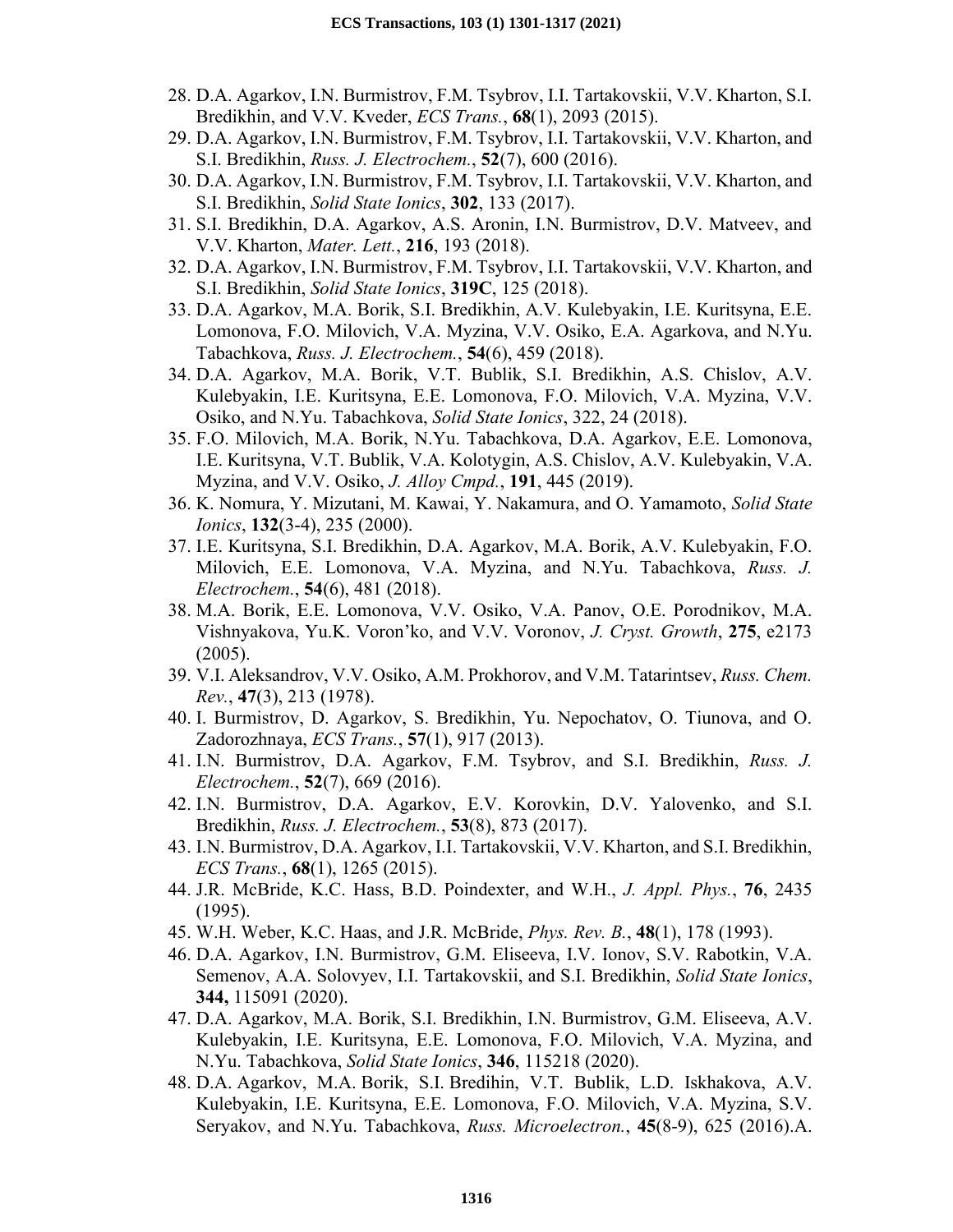28. D.A. Agarkov, I.N. Burmistrov, F.M. Tsybrov, I.I. Tartakovskii, V.V. Kharton, S.I. Bredikhin, and V.V. Kveder, *ECS Trans.*, **68**(1), 2093 (2015).
29. D.A. Agarkov, I.N. Burmistrov, F.M. Tsybrov, I.I. Tartakovskii, V.V. Kharton, and S.I. Bredikhin, *Russ. J. Electrochem.*, **52**(7), 600 (2016).
30. D.A. Agarkov, I.N. Burmistrov, F.M. Tsybrov, I.I. Tartakovskii, V.V. Kharton, and S.I. Bredikhin, *Solid State Ionics*, **302**, 133 (2017).
31. S.I. Bredikhin, D.A. Agarkov, A.S. Aronin, I.N. Burmistrov, D.V. Matveev, and V.V. Kharton, *Mater. Lett.*, **216**, 193 (2018).
32. D.A. Agarkov, I.N. Burmistrov, F.M. Tsybrov, I.I. Tartakovskii, V.V. Kharton, and S.I. Bredikhin, *Solid State Ionics*, **319C**, 125 (2018).
33. D.A. Agarkov, M.A. Borik, S.I. Bredikhin, A.V. Kulebyakin, I.E. Kuritsyna, E.E. Lomonova, F.O. Milovich, V.A. Myzina, V.V. Osiko, E.A. Agarkova, and N.Yu. Tabachkova, *Russ. J. Electrochem.*, **54**(6), 459 (2018).
34. D.A. Agarkov, M.A. Borik, V.T. Bublik, S.I. Bredikhin, A.S. Chislov, A.V. Kulebyakin, I.E. Kuritsyna, E.E. Lomonova, F.O. Milovich, V.A. Myzina, V.V. Osiko, and N.Yu. Tabachkova, *Solid State Ionics*, 322, 24 (2018).
35. F.O. Milovich, M.A. Borik, N.Yu. Tabachkova, D.A. Agarkov, E.E. Lomonova, I.E. Kuritsyna, V.T. Bublik, V.A. Kolotygin, A.S. Chislov, A.V. Kulebyakin, V.A. Myzina, and V.V. Osiko, *J. Alloy Cmpd.*, **191**, 445 (2019).
36. K. Nomura, Y. Mizutani, M. Kawai, Y. Nakamura, and O. Yamamoto, *Solid State Ionics*, **132**(3-4), 235 (2000).
37. I.E. Kuritsyna, S.I. Bredikhin, D.A. Agarkov, M.A. Borik, A.V. Kulebyakin, F.O. Milovich, E.E. Lomonova, V.A. Myzina, and N.Yu. Tabachkova, *Russ. J. Electrochem.*, **54**(6), 481 (2018).
38. M.A. Borik, E.E. Lomonova, V.V. Osiko, V.A. Panov, O.E. Porodnikov, M.A. Vishnyakova, Yu.K. Voron'ko, and V.V. Voronov, *J. Cryst. Growth*, **275**, e2173 (2005).
39. V.I. Aleksandrov, V.V. Osiko, A.M. Prokhorov, and V.M. Tatarintsev, *Russ. Chem. Rev.*, **47**(3), 213 (1978).
40. I. Burmistrov, D. Agarkov, S. Bredikhin, Yu. Nepochatov, O. Tiunova, and O. Zadorozhnaya, *ECS Trans.*, **57**(1), 917 (2013).
41. I.N. Burmistrov, D.A. Agarkov, F.M. Tsybrov, and S.I. Bredikhin, *Russ. J. Electrochem.*, **52**(7), 669 (2016).
42. I.N. Burmistrov, D.A. Agarkov, E.V. Korovkin, D.V. Yalovenko, and S.I. Bredikhin, *Russ. J. Electrochem.*, **53**(8), 873 (2017).
43. I.N. Burmistrov, D.A. Agarkov, I.I. Tartakovskii, V.V. Kharton, and S.I. Bredikhin, *ECS Trans.*, **68**(1), 1265 (2015).
44. J.R. McBride, K.C. Hass, B.D. Poindexter, and W.H., *J. Appl. Phys.*, **76**, 2435 (1995).
45. W.H. Weber, K.C. Haas, and J.R. McBride, *Phys. Rev. B.*, **48**(1), 178 (1993).
46. D.A. Agarkov, I.N. Burmistrov, G.M. Eliseeva, I.V. Ionov, S.V. Rabotkin, V.A. Semenov, A.A. Solovyev, I.I. Tartakovskii, and S.I. Bredikhin, *Solid State Ionics*, **344,** 115091 (2020).
47. D.A. Agarkov, M.A. Borik, S.I. Bredikhin, I.N. Burmistrov, G.M. Eliseeva, A.V. Kulebyakin, I.E. Kuritsyna, E.E. Lomonova, F.O. Milovich, V.A. Myzina, and N.Yu. Tabachkova, *Solid State Ionics*, **346**, 115218 (2020).
48. D.A. Agarkov, M.A. Borik, S.I. Bredihin, V.T. Bublik, L.D. Iskhakova, A.V. Kulebyakin, I.E. Kuritsyna, E.E. Lomonova, F.O. Milovich, V.A. Myzina, S.V. Seryakov, and N.Yu. Tabachkova, *Russ. Microelectron.*, **45**(8-9), 625 (2016).A.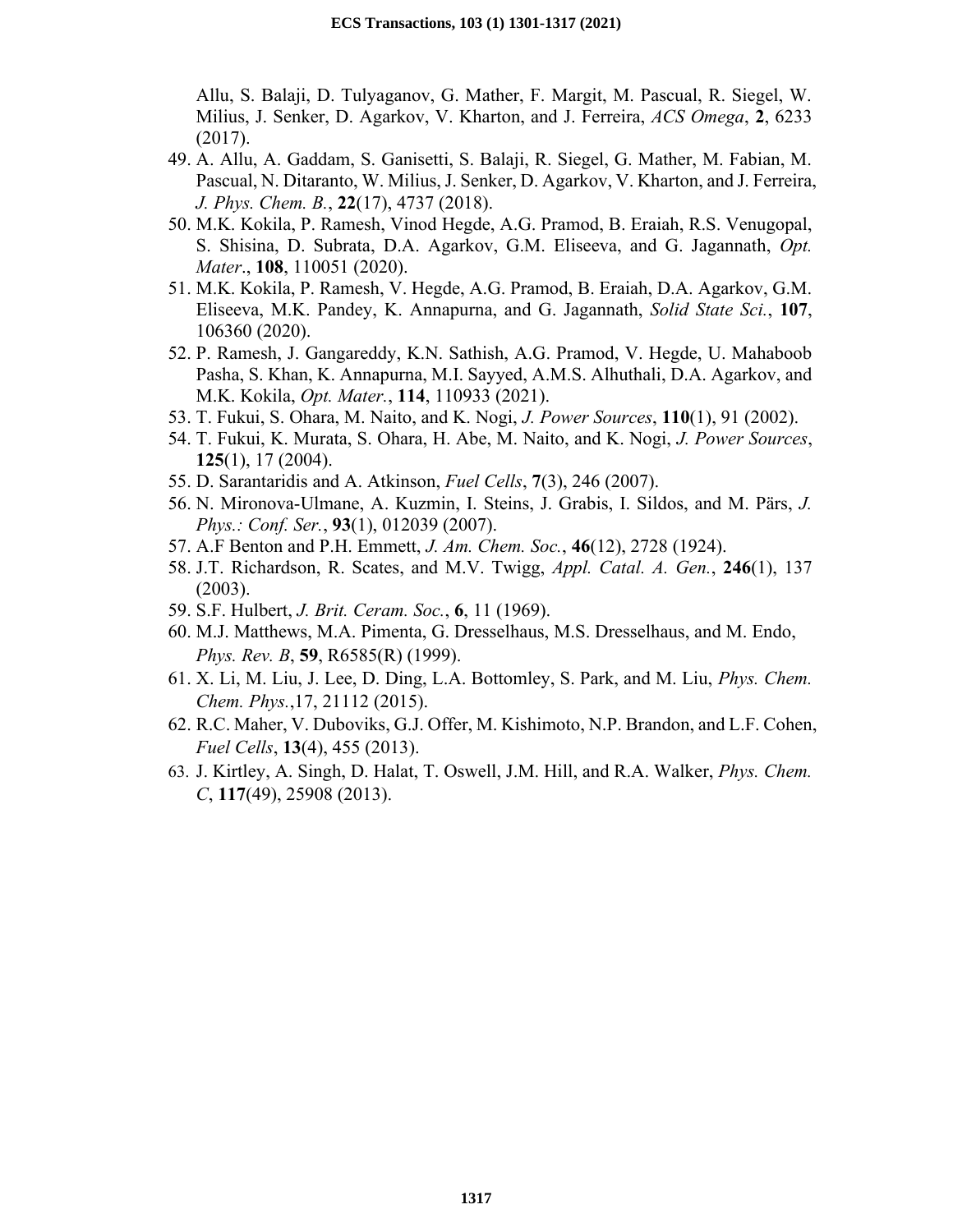Allu, S. Balaji, D. Tulyaganov, G. Mather, F. Margit, M. Pascual, R. Siegel, W. Milius, J. Senker, D. Agarkov, V. Kharton, and J. Ferreira, *ACS Omega*, **2**, 6233 (2017).

49. A. Allu, A. Gaddam, S. Ganisetti, S. Balaji, R. Siegel, G. Mather, M. Fabian, M. Pascual, N. Ditaranto, W. Milius, J. Senker, D. Agarkov, V. Kharton, and J. Ferreira, *J. Phys. Chem. B.*, **22**(17), 4737 (2018).
50. M.K. Kokila, P. Ramesh, Vinod Hegde, A.G. Pramod, B. Eraiah, R.S. Venugopal, S. Shisina, D. Subrata, D.A. Agarkov, G.M. Eliseeva, and G. Jagannath, *Opt. Mater.*, **108**, 110051 (2020).
51. M.K. Kokila, P. Ramesh, V. Hegde, A.G. Pramod, B. Eraiah, D.A. Agarkov, G.M. Eliseeva, M.K. Pandey, K. Annapurna, and G. Jagannath, *Solid State Sci.*, **107**, 106360 (2020).
52. P. Ramesh, J. Gangareddy, K.N. Sathish, A.G. Pramod, V. Hegde, U. Mahaboob Pasha, S. Khan, K. Annapurna, M.I. Sayyed, A.M.S. Alhuthali, D.A. Agarkov, and M.K. Kokila, *Opt. Mater.*, **114**, 110933 (2021).
53. T. Fukui, S. Ohara, M. Naito, and K. Nogi, *J. Power Sources*, **110**(1), 91 (2002).
54. T. Fukui, K. Murata, S. Ohara, H. Abe, M. Naito, and K. Nogi, *J. Power Sources*, **125**(1), 17 (2004).
55. D. Sarantaridis and A. Atkinson, *Fuel Cells*, **7**(3), 246 (2007).
56. N. Mironova-Ulmane, A. Kuzmin, I. Steins, J. Grabis, I. Sildos, and M. Pärs, *J. Phys.: Conf. Ser.*, **93**(1), 012039 (2007).
57. A.F Benton and P.H. Emmett, *J. Am. Chem. Soc.*, **46**(12), 2728 (1924).
58. J.T. Richardson, R. Scates, and M.V. Twigg, *Appl. Catal. A. Gen.*, **246**(1), 137 (2003).
59. S.F. Hulbert, *J. Brit. Ceram. Soc.*, **6**, 11 (1969).
60. M.J. Matthews, M.A. Pimenta, G. Dresselhaus, M.S. Dresselhaus, and M. Endo, *Phys. Rev. B*, **59**, R6585(R) (1999).
61. X. Li, M. Liu, J. Lee, D. Ding, L.A. Bottomley, S. Park, and M. Liu, *Phys. Chem. Chem. Phys.*,17, 21112 (2015).
62. R.C. Maher, V. Duboviks, G.J. Offer, M. Kishimoto, N.P. Brandon, and L.F. Cohen, *Fuel Cells*, **13**(4), 455 (2013).
63. J. Kirtley, A. Singh, D. Halat, T. Oswell, J.M. Hill, and R.A. Walker, *Phys. Chem. C*, **117**(49), 25908 (2013).